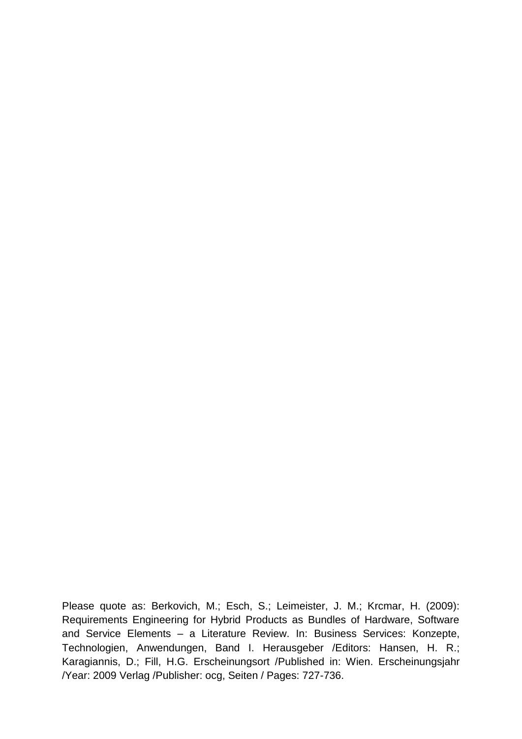Please quote as: Berkovich, M.; Esch, S.; Leimeister, J. M.; Krcmar, H. (2009): Requirements Engineering for Hybrid Products as Bundles of Hardware, Software and Service Elements – a Literature Review. In: Business Services: Konzepte, Technologien, Anwendungen, Band I. Herausgeber /Editors: Hansen, H. R.; Karagiannis, D.; Fill, H.G. Erscheinungsort /Published in: Wien. Erscheinungsjahr /Year: 2009 Verlag /Publisher: ocg, Seiten / Pages: 727-736.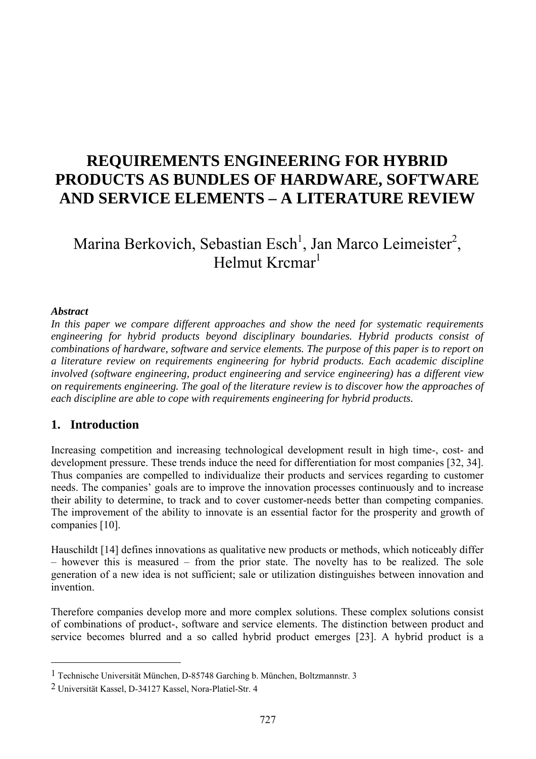# REQUIREMENTS ENGINEERING FOR HYBRID PRODUCTS AS BUNDLES OF HARDWARE, SOFTWARE AND SERVICE ELEMENTS – A LITERATURE REVIEW

Marina Berkovich, Sebastian Esch[1], Jan Marco Leimeister[2], Helmut Krcmar[1]

***Abstract***

*In this paper we compare different approaches and show the need for systematic requirements engineering for hybrid products beyond disciplinary boundaries. Hybrid products consist of combinations of hardware, software and service elements. The purpose of this paper is to report on a literature review on requirements engineering for hybrid products. Each academic discipline involved (software engineering, product engineering and service engineering) has a different view on requirements engineering. The goal of the literature review is to discover how the approaches of each discipline are able to cope with requirements engineering for hybrid products.*

## 1. Introduction

Increasing competition and increasing technological development result in high time-, cost- and development pressure. These trends induce the need for differentiation for most companies [32, 34]. Thus companies are compelled to individualize their products and services regarding to customer needs. The companies' goals are to improve the innovation processes continuously and to increase their ability to determine, to track and to cover customer-needs better than competing companies. The improvement of the ability to innovate is an essential factor for the prosperity and growth of companies [10].

Hauschildt [14] defines innovations as qualitative new products or methods, which noticeably differ – however this is measured – from the prior state. The novelty has to be realized. The sole generation of a new idea is not sufficient; sale or utilization distinguishes between innovation and invention.

Therefore companies develop more and more complex solutions. These complex solutions consist of combinations of product-, software and service elements. The distinction between product and service becomes blurred and a so called hybrid product emerges [23]. A hybrid product is a

---

[1] Technische Universität München, D-85748 Garching b. München, Boltzmannstr. 3

[2] Universität Kassel, D-34127 Kassel, Nora-Platiel-Str. 4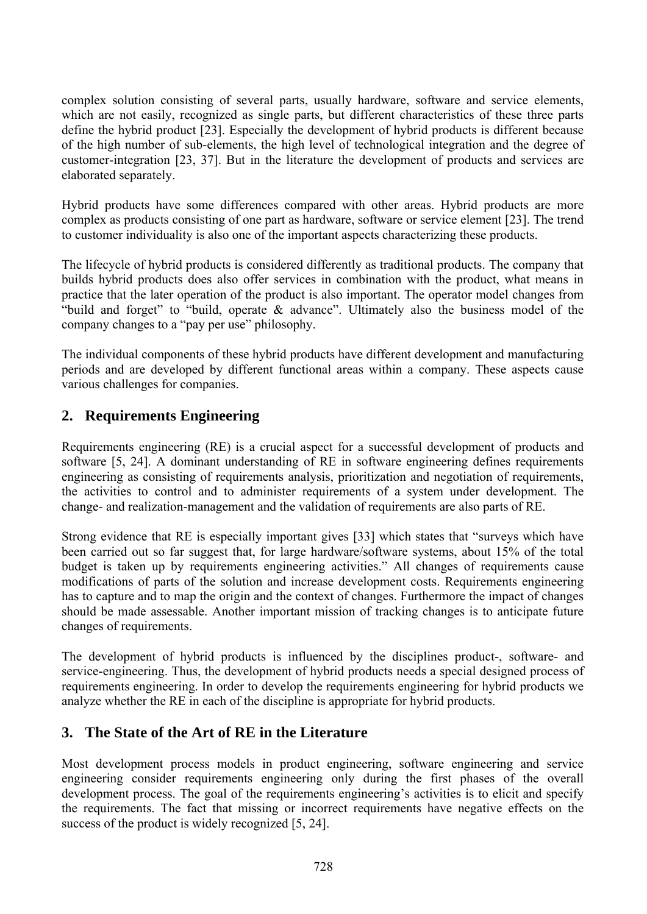complex solution consisting of several parts, usually hardware, software and service elements, which are not easily, recognized as single parts, but different characteristics of these three parts define the hybrid product [23]. Especially the development of hybrid products is different because of the high number of sub-elements, the high level of technological integration and the degree of customer-integration [23, 37]. But in the literature the development of products and services are elaborated separately.

Hybrid products have some differences compared with other areas. Hybrid products are more complex as products consisting of one part as hardware, software or service element [23]. The trend to customer individuality is also one of the important aspects characterizing these products.

The lifecycle of hybrid products is considered differently as traditional products. The company that builds hybrid products does also offer services in combination with the product, what means in practice that the later operation of the product is also important. The operator model changes from "build and forget" to "build, operate & advance". Ultimately also the business model of the company changes to a "pay per use" philosophy.

The individual components of these hybrid products have different development and manufacturing periods and are developed by different functional areas within a company. These aspects cause various challenges for companies.

## 2. Requirements Engineering

Requirements engineering (RE) is a crucial aspect for a successful development of products and software [5, 24]. A dominant understanding of RE in software engineering defines requirements engineering as consisting of requirements analysis, prioritization and negotiation of requirements, the activities to control and to administer requirements of a system under development. The change- and realization-management and the validation of requirements are also parts of RE.

Strong evidence that RE is especially important gives [33] which states that "surveys which have been carried out so far suggest that, for large hardware/software systems, about 15% of the total budget is taken up by requirements engineering activities." All changes of requirements cause modifications of parts of the solution and increase development costs. Requirements engineering has to capture and to map the origin and the context of changes. Furthermore the impact of changes should be made assessable. Another important mission of tracking changes is to anticipate future changes of requirements.

The development of hybrid products is influenced by the disciplines product-, software- and service-engineering. Thus, the development of hybrid products needs a special designed process of requirements engineering. In order to develop the requirements engineering for hybrid products we analyze whether the RE in each of the discipline is appropriate for hybrid products.

## 3. The State of the Art of RE in the Literature

Most development process models in product engineering, software engineering and service engineering consider requirements engineering only during the first phases of the overall development process. The goal of the requirements engineering's activities is to elicit and specify the requirements. The fact that missing or incorrect requirements have negative effects on the success of the product is widely recognized [5, 24].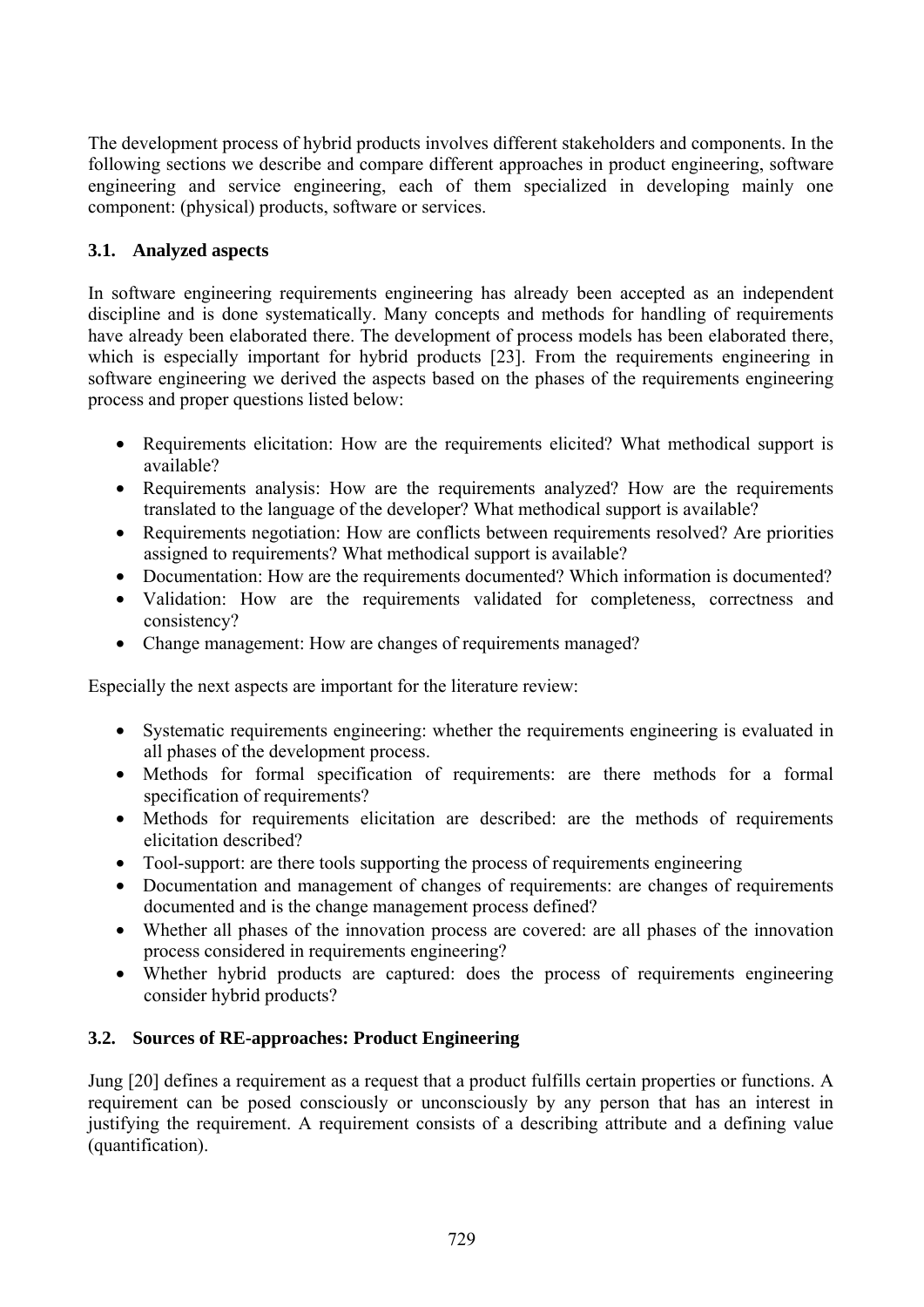The development process of hybrid products involves different stakeholders and components. In the following sections we describe and compare different approaches in product engineering, software engineering and service engineering, each of them specialized in developing mainly one component: (physical) products, software or services.

### 3.1. Analyzed aspects

In software engineering requirements engineering has already been accepted as an independent discipline and is done systematically. Many concepts and methods for handling of requirements have already been elaborated there. The development of process models has been elaborated there, which is especially important for hybrid products [23]. From the requirements engineering in software engineering we derived the aspects based on the phases of the requirements engineering process and proper questions listed below:

- Requirements elicitation: How are the requirements elicited? What methodical support is available?
- Requirements analysis: How are the requirements analyzed? How are the requirements translated to the language of the developer? What methodical support is available?
- Requirements negotiation: How are conflicts between requirements resolved? Are priorities assigned to requirements? What methodical support is available?
- Documentation: How are the requirements documented? Which information is documented?
- Validation: How are the requirements validated for completeness, correctness and consistency?
- Change management: How are changes of requirements managed?

Especially the next aspects are important for the literature review:

- Systematic requirements engineering: whether the requirements engineering is evaluated in all phases of the development process.
- Methods for formal specification of requirements: are there methods for a formal specification of requirements?
- Methods for requirements elicitation are described: are the methods of requirements elicitation described?
- Tool-support: are there tools supporting the process of requirements engineering
- Documentation and management of changes of requirements: are changes of requirements documented and is the change management process defined?
- Whether all phases of the innovation process are covered: are all phases of the innovation process considered in requirements engineering?
- Whether hybrid products are captured: does the process of requirements engineering consider hybrid products?

### 3.2. Sources of RE-approaches: Product Engineering

Jung [20] defines a requirement as a request that a product fulfills certain properties or functions. A requirement can be posed consciously or unconsciously by any person that has an interest in justifying the requirement. A requirement consists of a describing attribute and a defining value (quantification).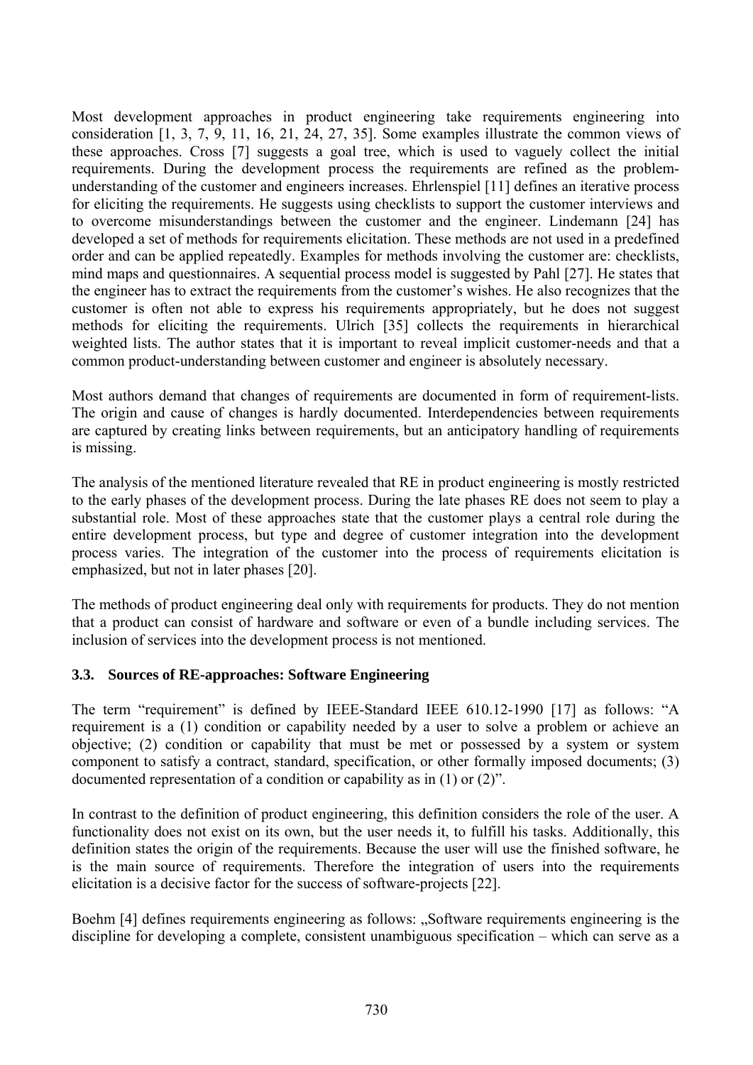Most development approaches in product engineering take requirements engineering into consideration [1, 3, 7, 9, 11, 16, 21, 24, 27, 35]. Some examples illustrate the common views of these approaches. Cross [7] suggests a goal tree, which is used to vaguely collect the initial requirements. During the development process the requirements are refined as the problem-understanding of the customer and engineers increases. Ehrlenspiel [11] defines an iterative process for eliciting the requirements. He suggests using checklists to support the customer interviews and to overcome misunderstandings between the customer and the engineer. Lindemann [24] has developed a set of methods for requirements elicitation. These methods are not used in a predefined order and can be applied repeatedly. Examples for methods involving the customer are: checklists, mind maps and questionnaires. A sequential process model is suggested by Pahl [27]. He states that the engineer has to extract the requirements from the customer's wishes. He also recognizes that the customer is often not able to express his requirements appropriately, but he does not suggest methods for eliciting the requirements. Ulrich [35] collects the requirements in hierarchical weighted lists. The author states that it is important to reveal implicit customer-needs and that a common product-understanding between customer and engineer is absolutely necessary.

Most authors demand that changes of requirements are documented in form of requirement-lists. The origin and cause of changes is hardly documented. Interdependencies between requirements are captured by creating links between requirements, but an anticipatory handling of requirements is missing.

The analysis of the mentioned literature revealed that RE in product engineering is mostly restricted to the early phases of the development process. During the late phases RE does not seem to play a substantial role. Most of these approaches state that the customer plays a central role during the entire development process, but type and degree of customer integration into the development process varies. The integration of the customer into the process of requirements elicitation is emphasized, but not in later phases [20].

The methods of product engineering deal only with requirements for products. They do not mention that a product can consist of hardware and software or even of a bundle including services. The inclusion of services into the development process is not mentioned.

### 3.3. Sources of RE-approaches: Software Engineering

The term "requirement" is defined by IEEE-Standard IEEE 610.12-1990 [17] as follows: "A requirement is a (1) condition or capability needed by a user to solve a problem or achieve an objective; (2) condition or capability that must be met or possessed by a system or system component to satisfy a contract, standard, specification, or other formally imposed documents; (3) documented representation of a condition or capability as in (1) or (2)".

In contrast to the definition of product engineering, this definition considers the role of the user. A functionality does not exist on its own, but the user needs it, to fulfill his tasks. Additionally, this definition states the origin of the requirements. Because the user will use the finished software, he is the main source of requirements. Therefore the integration of users into the requirements elicitation is a decisive factor for the success of software-projects [22].

Boehm [4] defines requirements engineering as follows: „Software requirements engineering is the discipline for developing a complete, consistent unambiguous specification – which can serve as a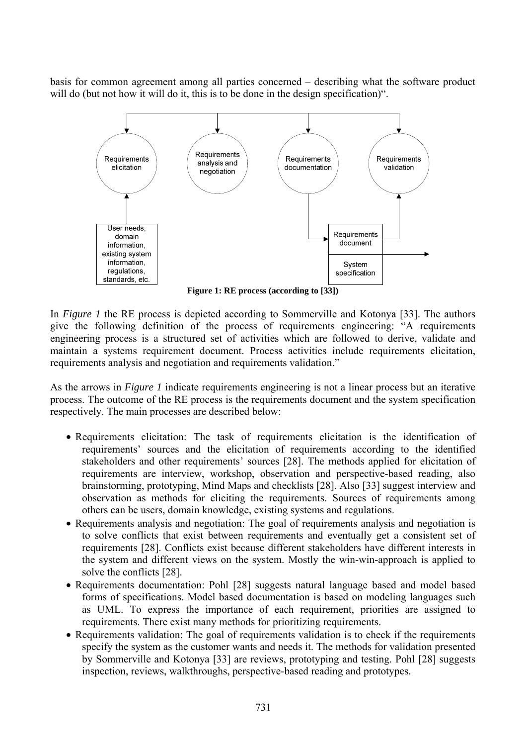basis for common agreement among all parties concerned – describing what the software product will do (but not how it will do it, this is to be done in the design specification)".

**Figure 1: RE process (according to [33])**

In *Figure 1* the RE process is depicted according to Sommerville and Kotonya [33]. The authors give the following definition of the process of requirements engineering: "A requirements engineering process is a structured set of activities which are followed to derive, validate and maintain a systems requirement document. Process activities include requirements elicitation, requirements analysis and negotiation and requirements validation."

As the arrows in *Figure 1* indicate requirements engineering is not a linear process but an iterative process. The outcome of the RE process is the requirements document and the system specification respectively. The main processes are described below:

- Requirements elicitation: The task of requirements elicitation is the identification of requirements' sources and the elicitation of requirements according to the identified stakeholders and other requirements' sources [28]. The methods applied for elicitation of requirements are interview, workshop, observation and perspective-based reading, also brainstorming, prototyping, Mind Maps and checklists [28]. Also [33] suggest interview and observation as methods for eliciting the requirements. Sources of requirements among others can be users, domain knowledge, existing systems and regulations.
- Requirements analysis and negotiation: The goal of requirements analysis and negotiation is to solve conflicts that exist between requirements and eventually get a consistent set of requirements [28]. Conflicts exist because different stakeholders have different interests in the system and different views on the system. Mostly the win-win-approach is applied to solve the conflicts [28].
- Requirements documentation: Pohl [28] suggests natural language based and model based forms of specifications. Model based documentation is based on modeling languages such as UML. To express the importance of each requirement, priorities are assigned to requirements. There exist many methods for prioritizing requirements.
- Requirements validation: The goal of requirements validation is to check if the requirements specify the system as the customer wants and needs it. The methods for validation presented by Sommerville and Kotonya [33] are reviews, prototyping and testing. Pohl [28] suggests inspection, reviews, walkthroughs, perspective-based reading and prototypes.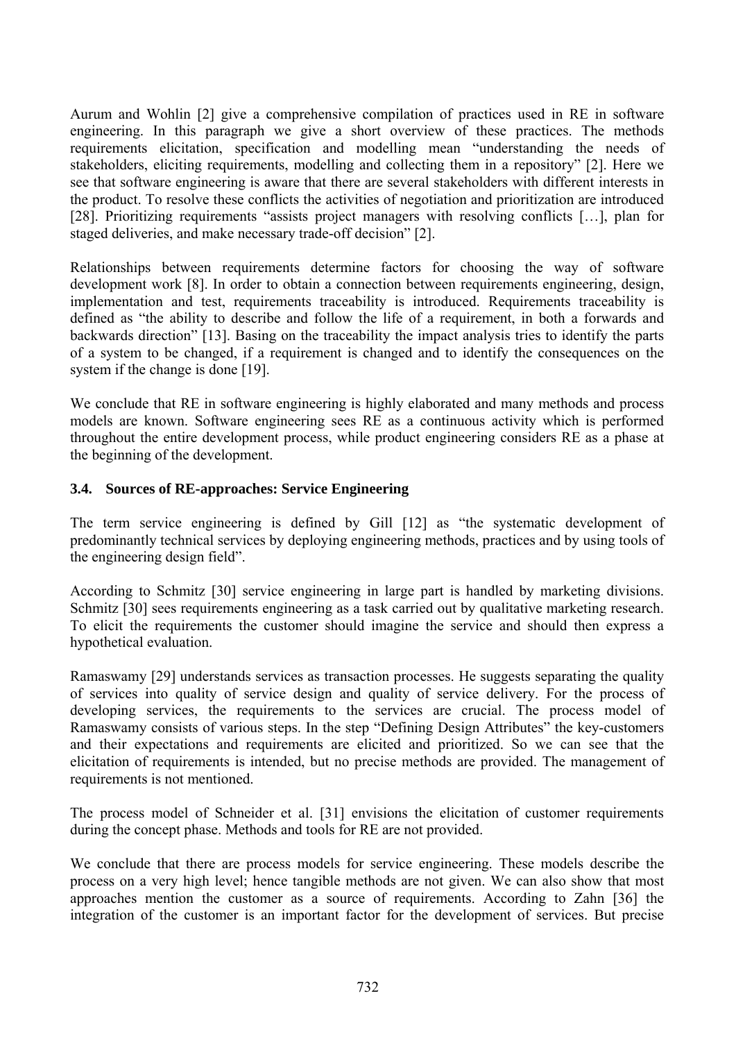Aurum and Wohlin [2] give a comprehensive compilation of practices used in RE in software engineering. In this paragraph we give a short overview of these practices. The methods requirements elicitation, specification and modelling mean "understanding the needs of stakeholders, eliciting requirements, modelling and collecting them in a repository" [2]. Here we see that software engineering is aware that there are several stakeholders with different interests in the product. To resolve these conflicts the activities of negotiation and prioritization are introduced [28]. Prioritizing requirements "assists project managers with resolving conflicts […], plan for staged deliveries, and make necessary trade-off decision" [2].

Relationships between requirements determine factors for choosing the way of software development work [8]. In order to obtain a connection between requirements engineering, design, implementation and test, requirements traceability is introduced. Requirements traceability is defined as "the ability to describe and follow the life of a requirement, in both a forwards and backwards direction" [13]. Basing on the traceability the impact analysis tries to identify the parts of a system to be changed, if a requirement is changed and to identify the consequences on the system if the change is done [19].

We conclude that RE in software engineering is highly elaborated and many methods and process models are known. Software engineering sees RE as a continuous activity which is performed throughout the entire development process, while product engineering considers RE as a phase at the beginning of the development.

### 3.4. Sources of RE-approaches: Service Engineering

The term service engineering is defined by Gill [12] as "the systematic development of predominantly technical services by deploying engineering methods, practices and by using tools of the engineering design field".

According to Schmitz [30] service engineering in large part is handled by marketing divisions. Schmitz [30] sees requirements engineering as a task carried out by qualitative marketing research. To elicit the requirements the customer should imagine the service and should then express a hypothetical evaluation.

Ramaswamy [29] understands services as transaction processes. He suggests separating the quality of services into quality of service design and quality of service delivery. For the process of developing services, the requirements to the services are crucial. The process model of Ramaswamy consists of various steps. In the step "Defining Design Attributes" the key-customers and their expectations and requirements are elicited and prioritized. So we can see that the elicitation of requirements is intended, but no precise methods are provided. The management of requirements is not mentioned.

The process model of Schneider et al. [31] envisions the elicitation of customer requirements during the concept phase. Methods and tools for RE are not provided.

We conclude that there are process models for service engineering. These models describe the process on a very high level; hence tangible methods are not given. We can also show that most approaches mention the customer as a source of requirements. According to Zahn [36] the integration of the customer is an important factor for the development of services. But precise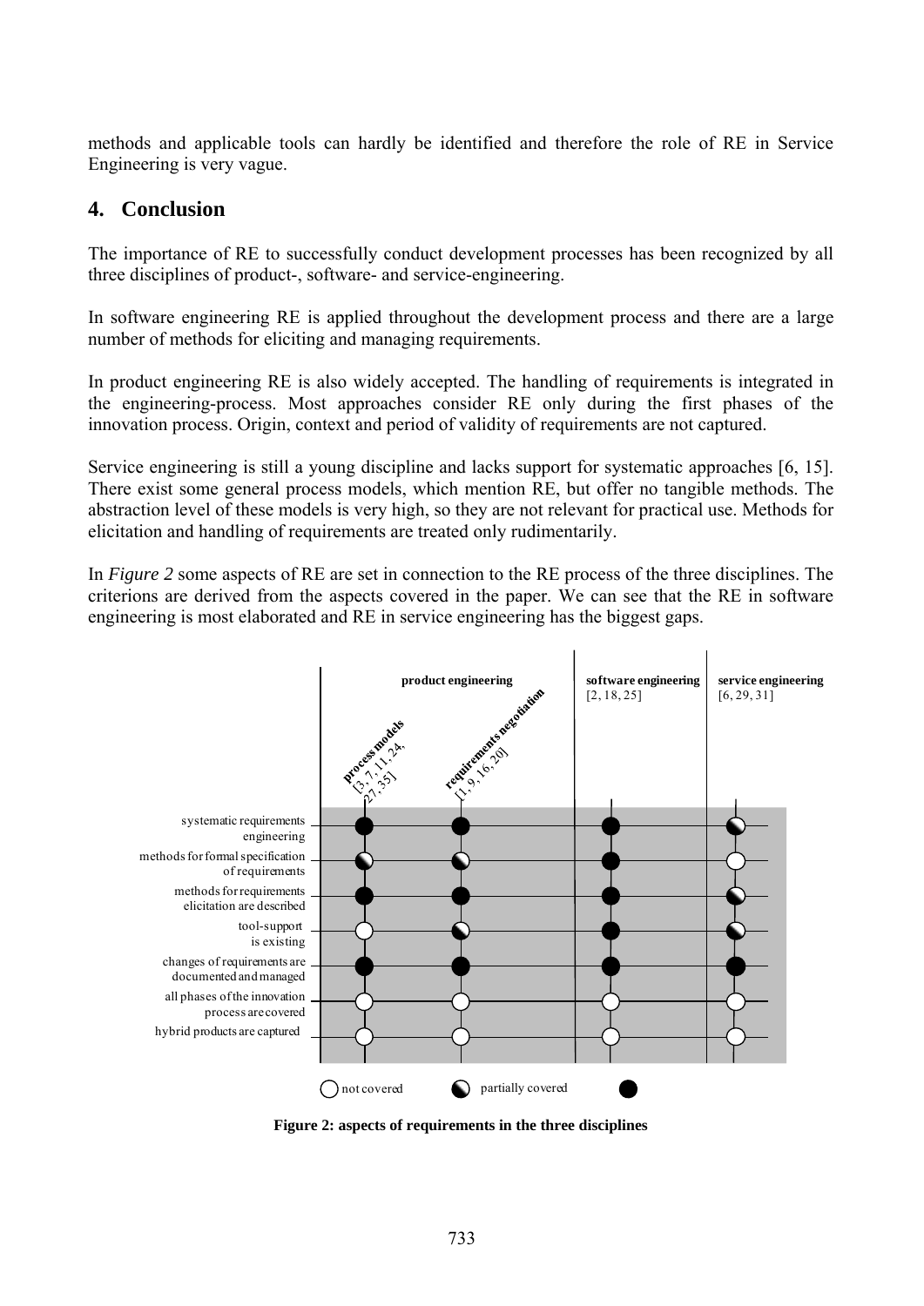methods and applicable tools can hardly be identified and therefore the role of RE in Service Engineering is very vague.

## 4. Conclusion

The importance of RE to successfully conduct development processes has been recognized by all three disciplines of product-, software- and service-engineering.

In software engineering RE is applied throughout the development process and there are a large number of methods for eliciting and managing requirements.

In product engineering RE is also widely accepted. The handling of requirements is integrated in the engineering-process. Most approaches consider RE only during the first phases of the innovation process. Origin, context and period of validity of requirements are not captured.

Service engineering is still a young discipline and lacks support for systematic approaches [6, 15]. There exist some general process models, which mention RE, but offer no tangible methods. The abstraction level of these models is very high, so they are not relevant for practical use. Methods for elicitation and handling of requirements are treated only rudimentarily.

In *Figure 2* some aspects of RE are set in connection to the RE process of the three disciplines. The criterions are derived from the aspects covered in the paper. We can see that the RE in software engineering is most elaborated and RE in service engineering has the biggest gaps.

| | **product engineering** | | **software engineering** [2, 18, 25] | **service engineering** [6, 29, 31] |
|---|---|---|---|---|
| | **process models** [3, 7, 11, 24, 27, 35] | **requirements negotiation** [1, 9, 16, 20] | | |
| systematic requirements engineering | ● | ● | ● | ◐ |
| methods for formal specification of requirements | ◐ | ◐ | ● | ○ |
| methods for requirements elicitation are described | ● | ● | ● | ◐ |
| tool-support is existing | ○ | ◐ | ● | ◐ |
| changes of requirements are documented and managed | ● | ● | ● | ● |
| all phases of the innovation process are covered | ○ | ○ | ○ | ○ |
| hybrid products are captured | ○ | ○ | ○ | ○ |

○ not covered ◐ partially covered ●

**Figure 2: aspects of requirements in the three disciplines**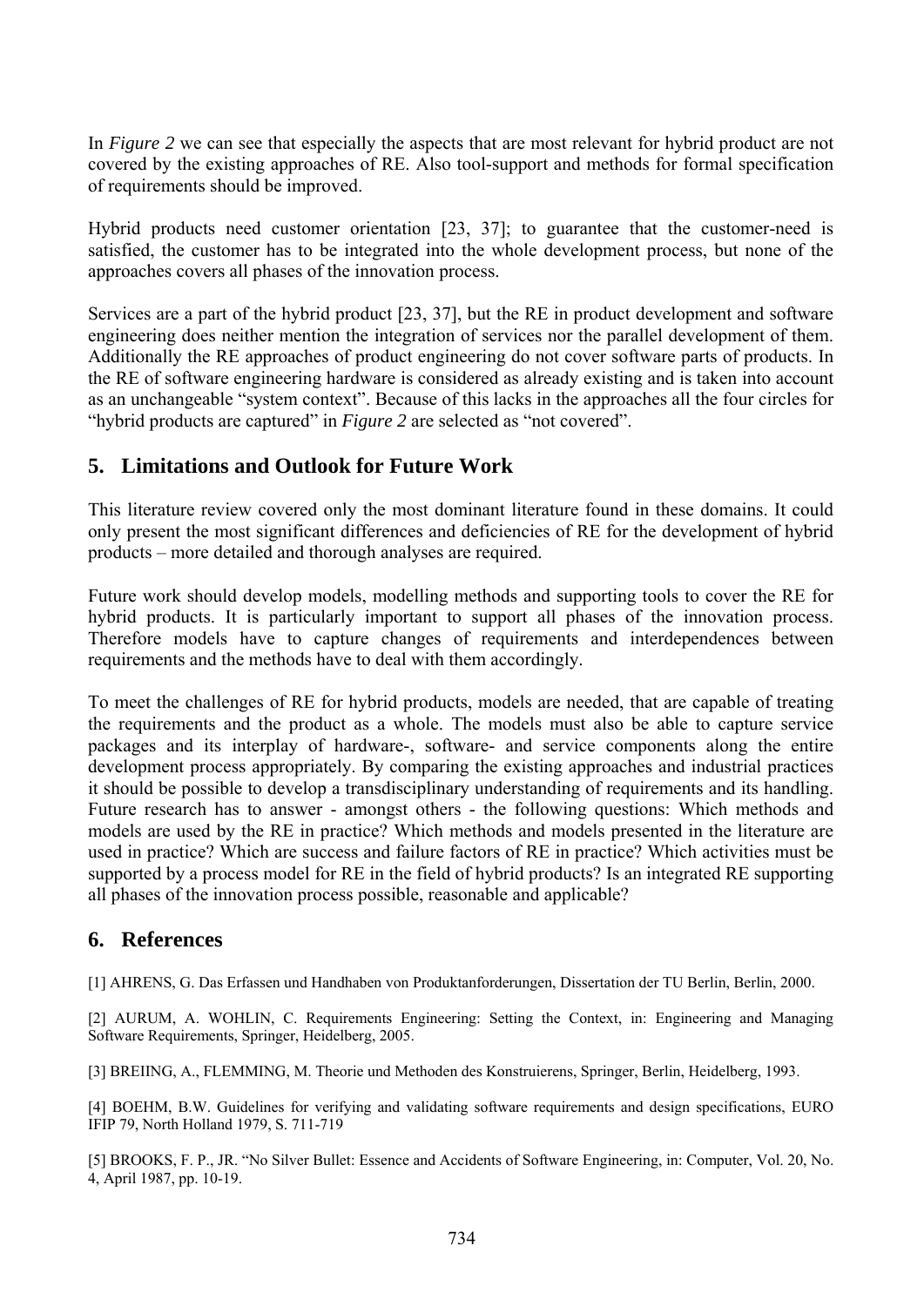In *Figure 2* we can see that especially the aspects that are most relevant for hybrid product are not covered by the existing approaches of RE. Also tool-support and methods for formal specification of requirements should be improved.

Hybrid products need customer orientation [23, 37]; to guarantee that the customer-need is satisfied, the customer has to be integrated into the whole development process, but none of the approaches covers all phases of the innovation process.

Services are a part of the hybrid product [23, 37], but the RE in product development and software engineering does neither mention the integration of services nor the parallel development of them. Additionally the RE approaches of product engineering do not cover software parts of products. In the RE of software engineering hardware is considered as already existing and is taken into account as an unchangeable "system context". Because of this lacks in the approaches all the four circles for "hybrid products are captured" in *Figure 2* are selected as "not covered".

## 5. Limitations and Outlook for Future Work

This literature review covered only the most dominant literature found in these domains. It could only present the most significant differences and deficiencies of RE for the development of hybrid products – more detailed and thorough analyses are required.

Future work should develop models, modelling methods and supporting tools to cover the RE for hybrid products. It is particularly important to support all phases of the innovation process. Therefore models have to capture changes of requirements and interdependences between requirements and the methods have to deal with them accordingly.

To meet the challenges of RE for hybrid products, models are needed, that are capable of treating the requirements and the product as a whole. The models must also be able to capture service packages and its interplay of hardware-, software- and service components along the entire development process appropriately. By comparing the existing approaches and industrial practices it should be possible to develop a transdisciplinary understanding of requirements and its handling. Future research has to answer - amongst others - the following questions: Which methods and models are used by the RE in practice? Which methods and models presented in the literature are used in practice? Which are success and failure factors of RE in practice? Which activities must be supported by a process model for RE in the field of hybrid products? Is an integrated RE supporting all phases of the innovation process possible, reasonable and applicable?

## 6. References

[1] AHRENS, G. Das Erfassen und Handhaben von Produktanforderungen, Dissertation der TU Berlin, Berlin, 2000.

[2] AURUM, A. WOHLIN, C. Requirements Engineering: Setting the Context, in: Engineering and Managing Software Requirements, Springer, Heidelberg, 2005.

[3] BREIING, A., FLEMMING, M. Theorie und Methoden des Konstruierens, Springer, Berlin, Heidelberg, 1993.

[4] BOEHM, B.W. Guidelines for verifying and validating software requirements and design specifications, EURO IFIP 79, North Holland 1979, S. 711-719

[5] BROOKS, F. P., JR. "No Silver Bullet: Essence and Accidents of Software Engineering, in: Computer, Vol. 20, No. 4, April 1987, pp. 10-19.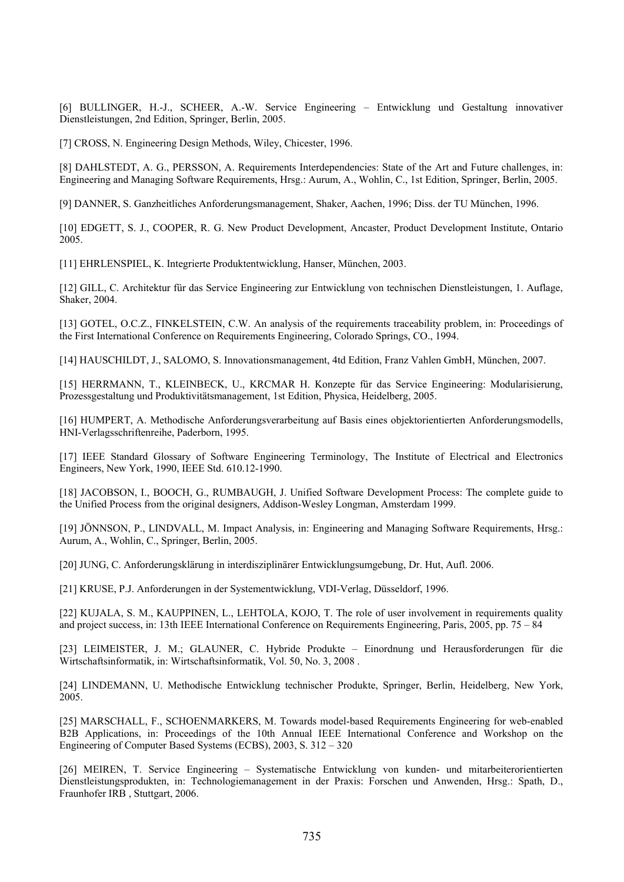[6] BULLINGER, H.-J., SCHEER, A.-W. Service Engineering – Entwicklung und Gestaltung innovativer Dienstleistungen, 2nd Edition, Springer, Berlin, 2005.

[7] CROSS, N. Engineering Design Methods, Wiley, Chicester, 1996.

[8] DAHLSTEDT, A. G., PERSSON, A. Requirements Interdependencies: State of the Art and Future challenges, in: Engineering and Managing Software Requirements, Hrsg.: Aurum, A., Wohlin, C., 1st Edition, Springer, Berlin, 2005.

[9] DANNER, S. Ganzheitliches Anforderungsmanagement, Shaker, Aachen, 1996; Diss. der TU München, 1996.

[10] EDGETT, S. J., COOPER, R. G. New Product Development, Ancaster, Product Development Institute, Ontario 2005.

[11] EHRLENSPIEL, K. Integrierte Produktentwicklung, Hanser, München, 2003.

[12] GILL, C. Architektur für das Service Engineering zur Entwicklung von technischen Dienstleistungen, 1. Auflage, Shaker, 2004.

[13] GOTEL, O.C.Z., FINKELSTEIN, C.W. An analysis of the requirements traceability problem, in: Proceedings of the First International Conference on Requirements Engineering, Colorado Springs, CO., 1994.

[14] HAUSCHILDT, J., SALOMO, S. Innovationsmanagement, 4td Edition, Franz Vahlen GmbH, München, 2007.

[15] HERRMANN, T., KLEINBECK, U., KRCMAR H. Konzepte für das Service Engineering: Modularisierung, Prozessgestaltung und Produktivitätsmanagement, 1st Edition, Physica, Heidelberg, 2005.

[16] HUMPERT, A. Methodische Anforderungsverarbeitung auf Basis eines objektorientierten Anforderungsmodells, HNI-Verlagsschriftenreihe, Paderborn, 1995.

[17] IEEE Standard Glossary of Software Engineering Terminology, The Institute of Electrical and Electronics Engineers, New York, 1990, IEEE Std. 610.12-1990.

[18] JACOBSON, I., BOOCH, G., RUMBAUGH, J. Unified Software Development Process: The complete guide to the Unified Process from the original designers, Addison-Wesley Longman, Amsterdam 1999.

[19] JÖNNSON, P., LINDVALL, M. Impact Analysis, in: Engineering and Managing Software Requirements, Hrsg.: Aurum, A., Wohlin, C., Springer, Berlin, 2005.

[20] JUNG, C. Anforderungsklärung in interdisziplinärer Entwicklungsumgebung, Dr. Hut, Aufl. 2006.

[21] KRUSE, P.J. Anforderungen in der Systementwicklung, VDI-Verlag, Düsseldorf, 1996.

[22] KUJALA, S. M., KAUPPINEN, L., LEHTOLA, KOJO, T. The role of user involvement in requirements quality and project success, in: 13th IEEE International Conference on Requirements Engineering, Paris, 2005, pp. 75 – 84

[23] LEIMEISTER, J. M.; GLAUNER, C. Hybride Produkte – Einordnung und Herausforderungen für die Wirtschaftsinformatik, in: Wirtschaftsinformatik, Vol. 50, No. 3, 2008 .

[24] LINDEMANN, U. Methodische Entwicklung technischer Produkte, Springer, Berlin, Heidelberg, New York, 2005.

[25] MARSCHALL, F., SCHOENMARKERS, M. Towards model-based Requirements Engineering for web-enabled B2B Applications, in: Proceedings of the 10th Annual IEEE International Conference and Workshop on the Engineering of Computer Based Systems (ECBS), 2003, S. 312 – 320

[26] MEIREN, T. Service Engineering – Systematische Entwicklung von kunden- und mitarbeiterorientierten Dienstleistungsprodukten, in: Technologiemanagement in der Praxis: Forschen und Anwenden, Hrsg.: Spath, D., Fraunhofer IRB , Stuttgart, 2006.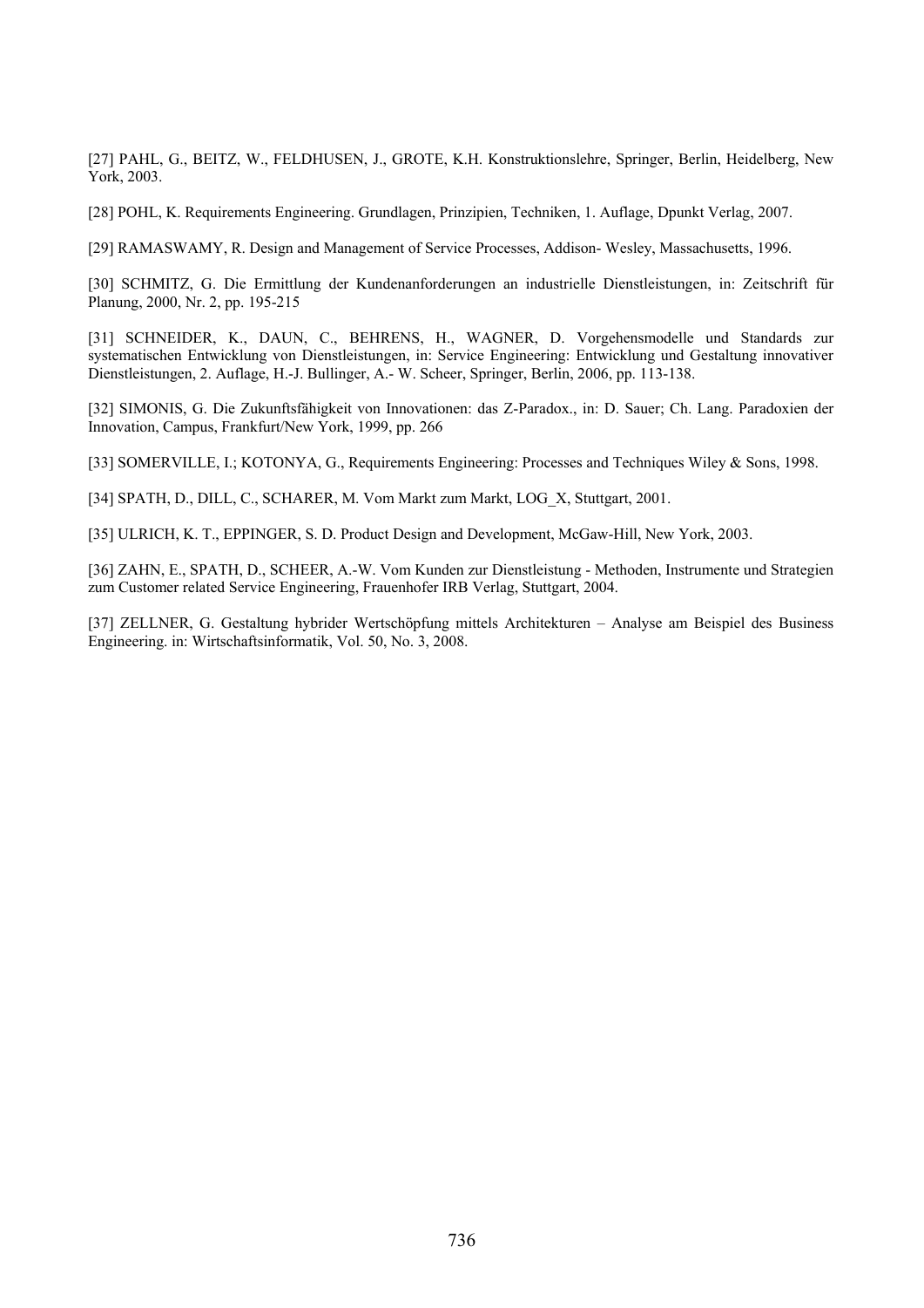[27] PAHL, G., BEITZ, W., FELDHUSEN, J., GROTE, K.H. Konstruktionslehre, Springer, Berlin, Heidelberg, New York, 2003.

[28] POHL, K. Requirements Engineering. Grundlagen, Prinzipien, Techniken, 1. Auflage, Dpunkt Verlag, 2007.

[29] RAMASWAMY, R. Design and Management of Service Processes, Addison- Wesley, Massachusetts, 1996.

[30] SCHMITZ, G. Die Ermittlung der Kundenanforderungen an industrielle Dienstleistungen, in: Zeitschrift für Planung, 2000, Nr. 2, pp. 195-215

[31] SCHNEIDER, K., DAUN, C., BEHRENS, H., WAGNER, D. Vorgehensmodelle und Standards zur systematischen Entwicklung von Dienstleistungen, in: Service Engineering: Entwicklung und Gestaltung innovativer Dienstleistungen, 2. Auflage, H.-J. Bullinger, A.- W. Scheer, Springer, Berlin, 2006, pp. 113-138.

[32] SIMONIS, G. Die Zukunftsfähigkeit von Innovationen: das Z-Paradox., in: D. Sauer; Ch. Lang. Paradoxien der Innovation, Campus, Frankfurt/New York, 1999, pp. 266

[33] SOMERVILLE, I.; KOTONYA, G., Requirements Engineering: Processes and Techniques Wiley & Sons, 1998.

[34] SPATH, D., DILL, C., SCHARER, M. Vom Markt zum Markt, LOG_X, Stuttgart, 2001.

[35] ULRICH, K. T., EPPINGER, S. D. Product Design and Development, McGaw-Hill, New York, 2003.

[36] ZAHN, E., SPATH, D., SCHEER, A.-W. Vom Kunden zur Dienstleistung - Methoden, Instrumente und Strategien zum Customer related Service Engineering, Frauenhofer IRB Verlag, Stuttgart, 2004.

[37] ZELLNER, G. Gestaltung hybrider Wertschöpfung mittels Architekturen – Analyse am Beispiel des Business Engineering. in: Wirtschaftsinformatik, Vol. 50, No. 3, 2008.